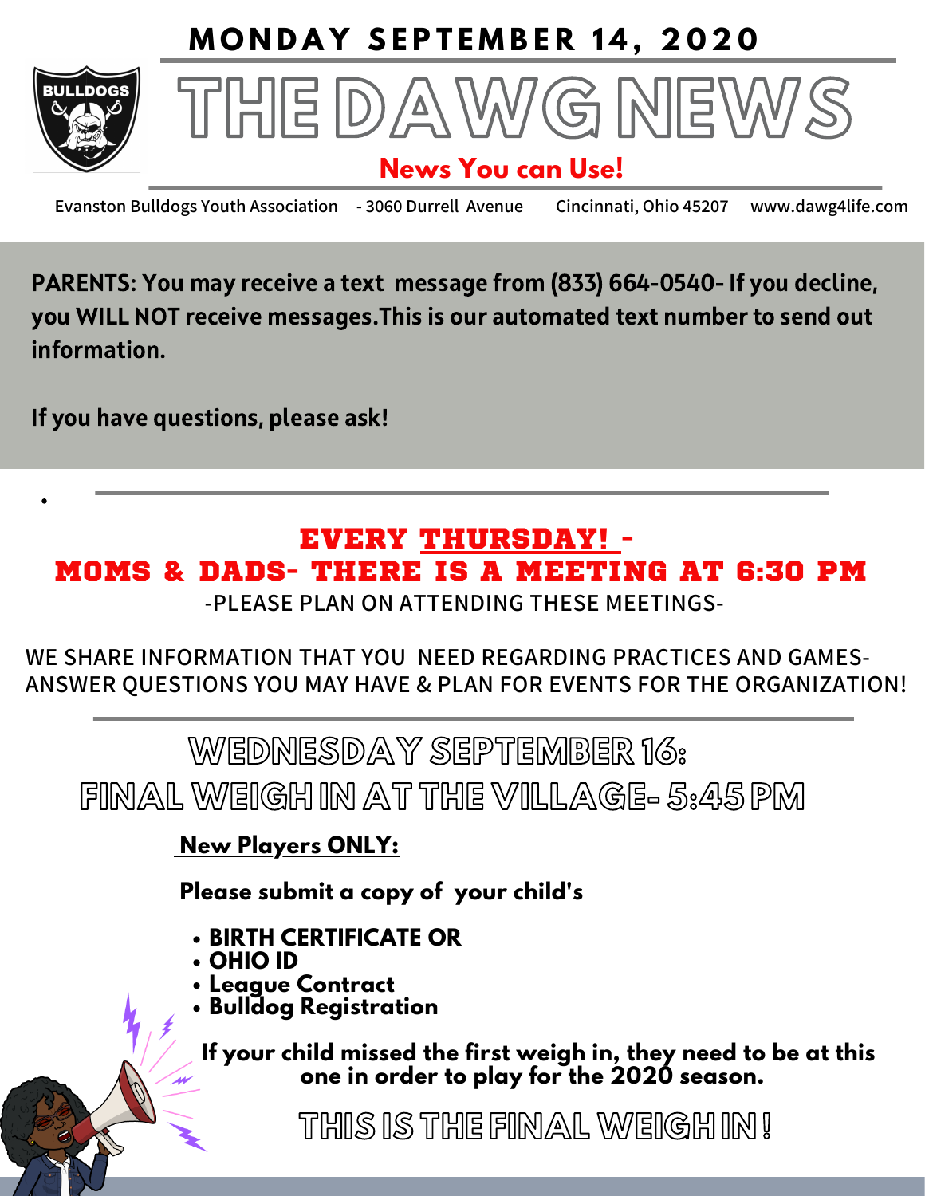**MONDAY SEPTEMBER 14, 2020**

# THE DAWG NEWS

**News You can Use!**

Evanston Bulldogs Youth Association - 3060 Durrell Avenue Cincinnati, Ohio 45207 www.dawg4life.com

**PARENTS: You may receive a text message from (833) 664-0540- If you decline, you WILL NOT receive messages.This is our automated text number to send out information.**

**If you have questions, please ask!**

---

## EVERY THURSDAY! - MOMS & DADS- THERE IS A MEETING AT 6:30 PM

-PLEASE PLAN ON ATTENDING THESE MEETINGS-

WE SHARE INFORMATION THAT YOU NEED REGARDING PRACTICES AND GAMES- ANSWER QUESTIONS YOU MAY HAVE & PLAN FOR EVENTS FOR THE ORGANIZATION!

---

## WEDNESDAY SEPTEMBER 16: FINAL WEIGH IN AT THE VILLAGE- 5:45 PM

**New Players ONLY:**

**Please submit a copy of your child's**

- **BIRTH CERTIFICATE OR**
- **OHIO ID**
- **League Contract**
- **Bulldog Registration**

**If your child missed the first weigh in, they need to be at this one in order to play for the 2020 season.**

## THIS IS THE FINAL WEIGH IN!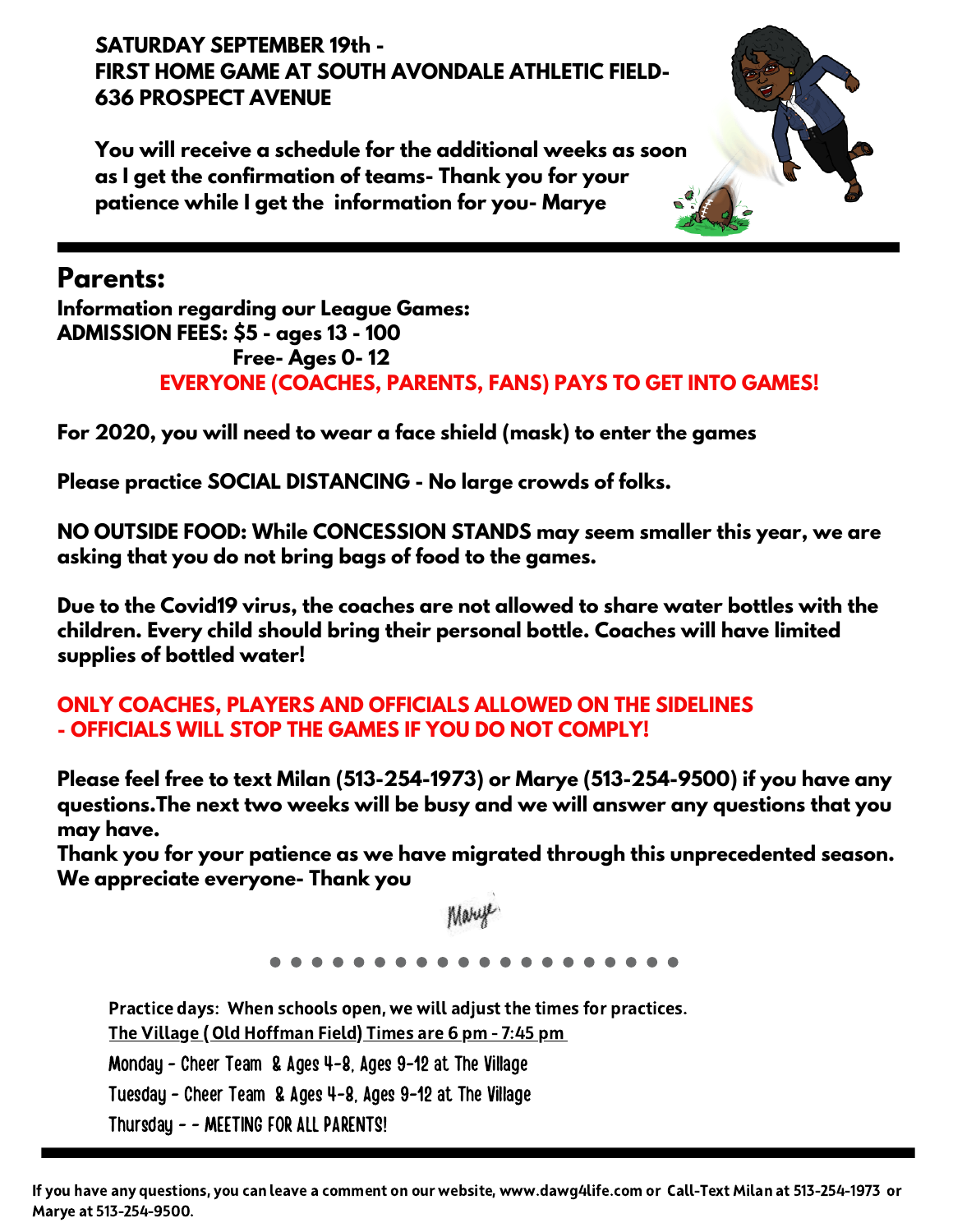**SATURDAY SEPTEMBER 19th -**
**FIRST HOME GAME AT SOUTH AVONDALE ATHLETIC FIELD-**
**636 PROSPECT AVENUE**

**You will receive a schedule for the additional weeks as soon as I get the confirmation of teams- Thank you for your patience while I get the information for you- Marye**

---

## Parents:

**Information regarding our League Games:**
**ADMISSION FEES: $5 - ages 13 - 100**
**Free- Ages 0- 12**
**EVERYONE (COACHES, PARENTS, FANS) PAYS TO GET INTO GAMES!**

**For 2020, you will need to wear a face shield (mask) to enter the games**

**Please practice SOCIAL DISTANCING - No large crowds of folks.**

**NO OUTSIDE FOOD: While CONCESSION STANDS may seem smaller this year, we are asking that you do not bring bags of food to the games.**

**Due to the Covid19 virus, the coaches are not allowed to share water bottles with the children. Every child should bring their personal bottle. Coaches will have limited supplies of bottled water!**

**ONLY COACHES, PLAYERS AND OFFICIALS ALLOWED ON THE SIDELINES - OFFICIALS WILL STOP THE GAMES IF YOU DO NOT COMPLY!**

**Please feel free to text Milan (513-254-1973) or Marye (513-254-9500) if you have any questions.The next two weeks will be busy and we will answer any questions that you may have.**
**Thank you for your patience as we have migrated through this unprecedented season. We appreciate everyone- Thank you**

Marye

**Practice days: When schools open, we will adjust the times for practices.**
**The Village ( Old Hoffman Field) Times are 6 pm - 7:45 pm**

Monday - Cheer Team & Ages 4-8, Ages 9-12 at The Village
Tuesday - Cheer Team & Ages 4-8, Ages 9-12 at The Village
Thursday - - MEETING FOR ALL PARENTS!

---

**If you have any questions, you can leave a comment on our website, www.dawg4life.com or Call-Text Milan at 513-254-1973 or Marye at 513-254-9500.**